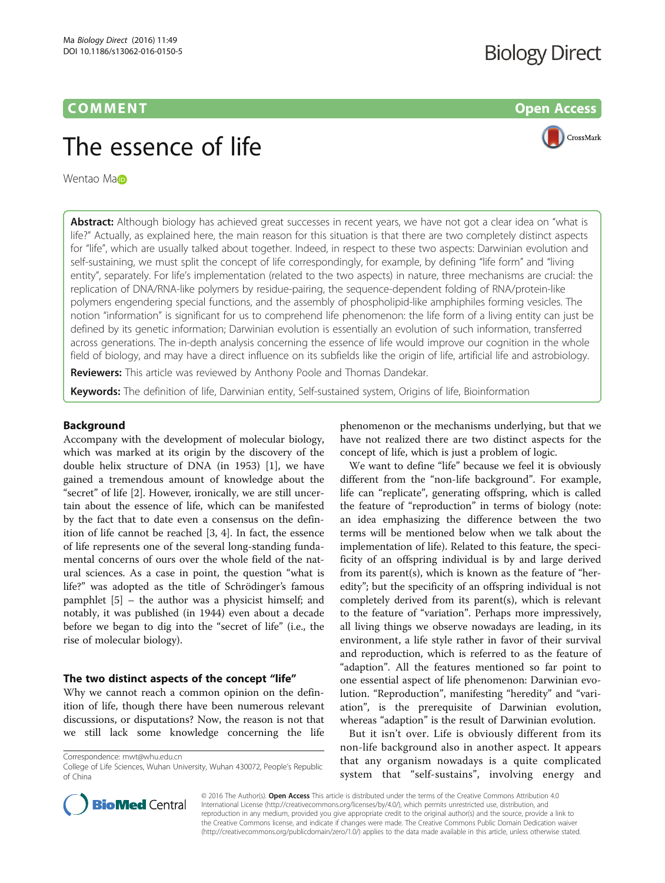COMMENT Open Access

# The essence of life

Wentao Ma

**Abstract:** Although biology has achieved great successes in recent years, we have not got a clear idea on "what is life?" Actually, as explained here, the main reason for this situation is that there are two completely distinct aspects for "life", which are usually talked about together. Indeed, in respect to these two aspects: Darwinian evolution and self-sustaining, we must split the concept of life correspondingly, for example, by defining "life form" and "living entity", separately. For life's implementation (related to the two aspects) in nature, three mechanisms are crucial: the replication of DNA/RNA-like polymers by residue-pairing, the sequence-dependent folding of RNA/protein-like polymers engendering special functions, and the assembly of phospholipid-like amphiphiles forming vesicles. The notion "information" is significant for us to comprehend life phenomenon: the life form of a living entity can just be defined by its genetic information; Darwinian evolution is essentially an evolution of such information, transferred across generations. The in-depth analysis concerning the essence of life would improve our cognition in the whole field of biology, and may have a direct influence on its subfields like the origin of life, artificial life and astrobiology.

**Reviewers:** This article was reviewed by Anthony Poole and Thomas Dandekar.

**Keywords:** The definition of life, Darwinian entity, Self-sustained system, Origins of life, Bioinformation

## Background

Accompany with the development of molecular biology, which was marked at its origin by the discovery of the double helix structure of DNA (in 1953) [1], we have gained a tremendous amount of knowledge about the "secret" of life [2]. However, ironically, we are still uncertain about the essence of life, which can be manifested by the fact that to date even a consensus on the definition of life cannot be reached [3, 4]. In fact, the essence of life represents one of the several long-standing fundamental concerns of ours over the whole field of the natural sciences. As a case in point, the question "what is life?" was adopted as the title of Schrödinger's famous pamphlet [5] – the author was a physicist himself; and notably, it was published (in 1944) even about a decade before we began to dig into the "secret of life" (i.e., the rise of molecular biology).

## The two distinct aspects of the concept "life"

Why we cannot reach a common opinion on the definition of life, though there have been numerous relevant discussions, or disputations? Now, the reason is not that we still lack some knowledge concerning the life phenomenon or the mechanisms underlying, but that we have not realized there are two distinct aspects for the concept of life, which is just a problem of logic.

We want to define "life" because we feel it is obviously different from the "non-life background". For example, life can "replicate", generating offspring, which is called the feature of "reproduction" in terms of biology (note: an idea emphasizing the difference between the two terms will be mentioned below when we talk about the implementation of life). Related to this feature, the specificity of an offspring individual is by and large derived from its parent(s), which is known as the feature of "heredity"; but the specificity of an offspring individual is not completely derived from its parent(s), which is relevant to the feature of "variation". Perhaps more impressively, all living things we observe nowadays are leading, in its environment, a life style rather in favor of their survival and reproduction, which is referred to as the feature of "adaption". All the features mentioned so far point to one essential aspect of life phenomenon: Darwinian evolution. "Reproduction", manifesting "heredity" and "variation", is the prerequisite of Darwinian evolution, whereas "adaption" is the result of Darwinian evolution.

But it isn't over. Life is obviously different from its non-life background also in another aspect. It appears that any organism nowadays is a quite complicated system that "self-sustains", involving energy and

Correspondence: mwt@whu.edu.cn
College of Life Sciences, Wuhan University, Wuhan 430072, People's Republic of China

© 2016 The Author(s). **Open Access** This article is distributed under the terms of the Creative Commons Attribution 4.0 International License (http://creativecommons.org/licenses/by/4.0/), which permits unrestricted use, distribution, and reproduction in any medium, provided you give appropriate credit to the original author(s) and the source, provide a link to the Creative Commons license, and indicate if changes were made. The Creative Commons Public Domain Dedication waiver (http://creativecommons.org/publicdomain/zero/1.0/) applies to the data made available in this article, unless otherwise stated.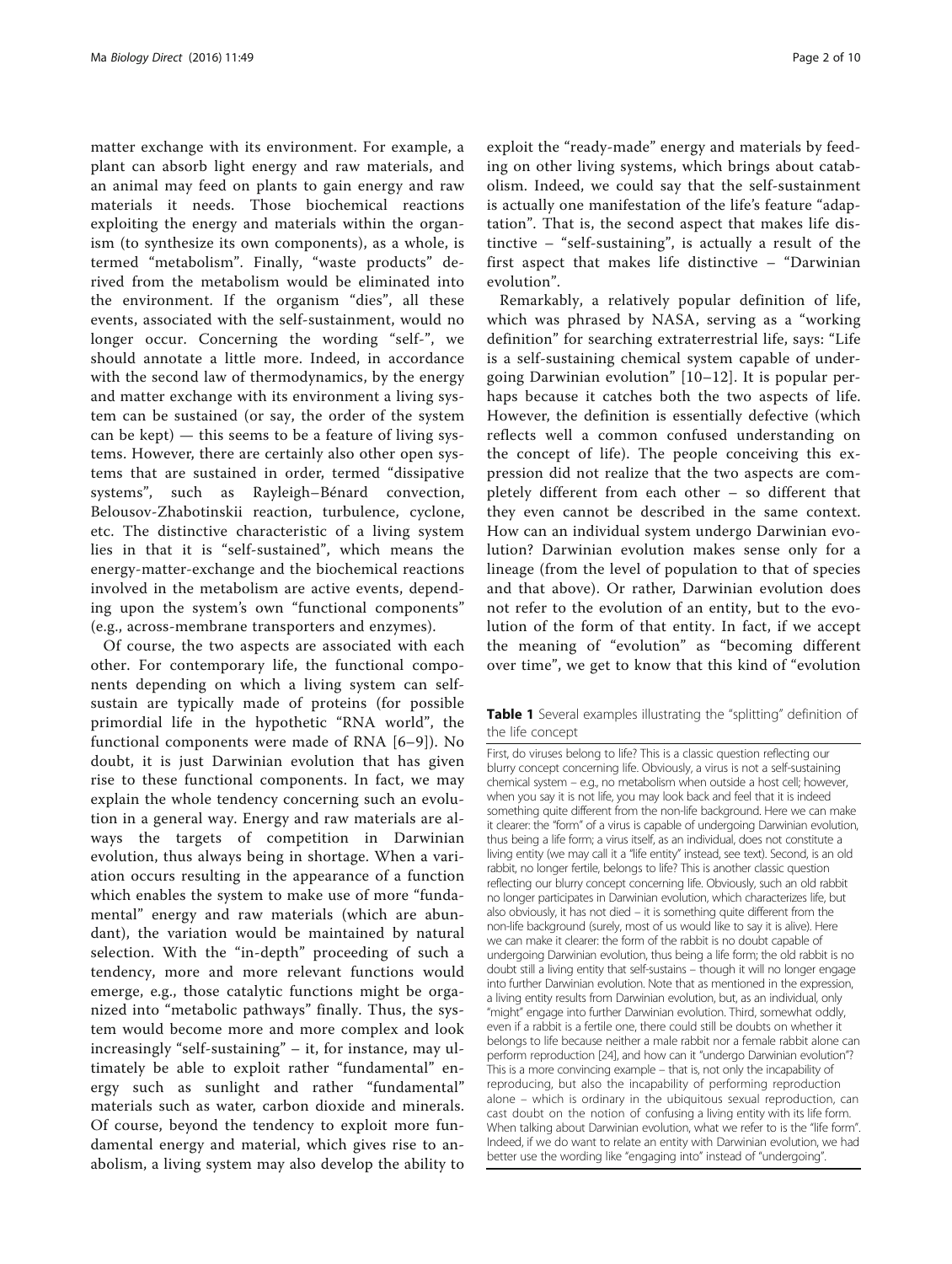matter exchange with its environment. For example, a plant can absorb light energy and raw materials, and an animal may feed on plants to gain energy and raw materials it needs. Those biochemical reactions exploiting the energy and materials within the organism (to synthesize its own components), as a whole, is termed "metabolism". Finally, "waste products" derived from the metabolism would be eliminated into the environment. If the organism "dies", all these events, associated with the self-sustainment, would no longer occur. Concerning the wording "self-", we should annotate a little more. Indeed, in accordance with the second law of thermodynamics, by the energy and matter exchange with its environment a living system can be sustained (or say, the order of the system can be kept) — this seems to be a feature of living systems. However, there are certainly also other open systems that are sustained in order, termed "dissipative systems", such as Rayleigh–Bénard convection, Belousov-Zhabotinskii reaction, turbulence, cyclone, etc. The distinctive characteristic of a living system lies in that it is "self-sustained", which means the energy-matter-exchange and the biochemical reactions involved in the metabolism are active events, depending upon the system's own "functional components" (e.g., across-membrane transporters and enzymes).

Of course, the two aspects are associated with each other. For contemporary life, the functional components depending on which a living system can self-sustain are typically made of proteins (for possible primordial life in the hypothetic "RNA world", the functional components were made of RNA [6–9]). No doubt, it is just Darwinian evolution that has given rise to these functional components. In fact, we may explain the whole tendency concerning such an evolution in a general way. Energy and raw materials are always the targets of competition in Darwinian evolution, thus always being in shortage. When a variation occurs resulting in the appearance of a function which enables the system to make use of more "fundamental" energy and raw materials (which are abundant), the variation would be maintained by natural selection. With the "in-depth" proceeding of such a tendency, more and more relevant functions would emerge, e.g., those catalytic functions might be organized into "metabolic pathways" finally. Thus, the system would become more and more complex and look increasingly "self-sustaining" – it, for instance, may ultimately be able to exploit rather "fundamental" energy such as sunlight and rather "fundamental" materials such as water, carbon dioxide and minerals. Of course, beyond the tendency to exploit more fundamental energy and material, which gives rise to anabolism, a living system may also develop the ability to exploit the "ready-made" energy and materials by feeding on other living systems, which brings about catabolism. Indeed, we could say that the self-sustainment is actually one manifestation of the life's feature "adaptation". That is, the second aspect that makes life distinctive – "self-sustaining", is actually a result of the first aspect that makes life distinctive – "Darwinian evolution".

Remarkably, a relatively popular definition of life, which was phrased by NASA, serving as a "working definition" for searching extraterrestrial life, says: "Life is a self-sustaining chemical system capable of undergoing Darwinian evolution" [10–12]. It is popular perhaps because it catches both the two aspects of life. However, the definition is essentially defective (which reflects well a common confused understanding on the concept of life). The people conceiving this expression did not realize that the two aspects are completely different from each other – so different that they even cannot be described in the same context. How can an individual system undergo Darwinian evolution? Darwinian evolution makes sense only for a lineage (from the level of population to that of species and that above). Or rather, Darwinian evolution does not refer to the evolution of an entity, but to the evolution of the form of that entity. In fact, if we accept the meaning of "evolution" as "becoming different over time", we get to know that this kind of "evolution

**Table 1** Several examples illustrating the "splitting" definition of the life concept

First, do viruses belong to life? This is a classic question reflecting our blurry concept concerning life. Obviously, a virus is not a self-sustaining chemical system – e.g., no metabolism when outside a host cell; however, when you say it is not life, you may look back and feel that it is indeed something quite different from the non-life background. Here we can make it clearer: the "form" of a virus is capable of undergoing Darwinian evolution, thus being a life form; a virus itself, as an individual, does not constitute a living entity (we may call it a "life entity" instead, see text). Second, is an old rabbit, no longer fertile, belongs to life? This is another classic question reflecting our blurry concept concerning life. Obviously, such an old rabbit no longer participates in Darwinian evolution, which characterizes life, but also obviously, it has not died – it is something quite different from the non-life background (surely, most of us would like to say it is alive). Here we can make it clearer: the form of the rabbit is no doubt capable of undergoing Darwinian evolution, thus being a life form; the old rabbit is no doubt still a living entity that self-sustains – though it will no longer engage into further Darwinian evolution. Note that as mentioned in the expression, a living entity results from Darwinian evolution, but, as an individual, only "might" engage into further Darwinian evolution. Third, somewhat oddly, even if a rabbit is a fertile one, there could still be doubts on whether it belongs to life because neither a male rabbit nor a female rabbit alone can perform reproduction [24], and how can it "undergo Darwinian evolution"? This is a more convincing example – that is, not only the incapability of reproducing, but also the incapability of performing reproduction alone – which is ordinary in the ubiquitous sexual reproduction, can cast doubt on the notion of confusing a living entity with its life form. When talking about Darwinian evolution, what we refer to is the "life form". Indeed, if we do want to relate an entity with Darwinian evolution, we had better use the wording like "engaging into" instead of "undergoing".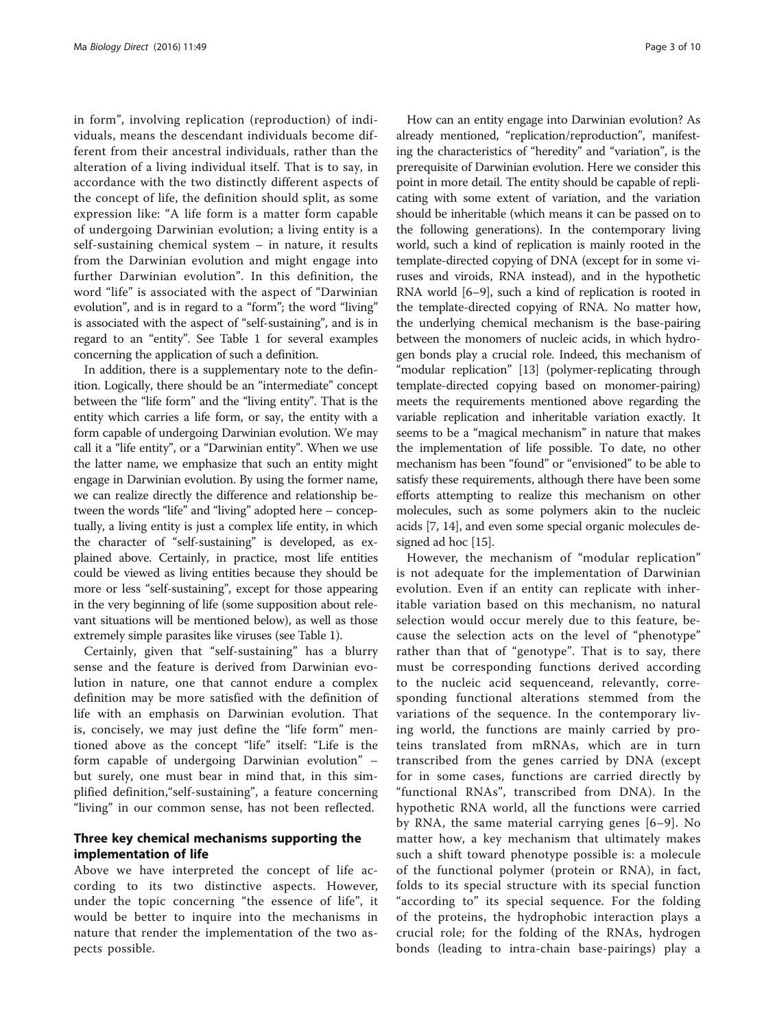in form", involving replication (reproduction) of individuals, means the descendant individuals become different from their ancestral individuals, rather than the alteration of a living individual itself. That is to say, in accordance with the two distinctly different aspects of the concept of life, the definition should split, as some expression like: "A life form is a matter form capable of undergoing Darwinian evolution; a living entity is a self-sustaining chemical system – in nature, it results from the Darwinian evolution and might engage into further Darwinian evolution". In this definition, the word "life" is associated with the aspect of "Darwinian evolution", and is in regard to a "form"; the word "living" is associated with the aspect of "self-sustaining", and is in regard to an "entity". See Table 1 for several examples concerning the application of such a definition.

In addition, there is a supplementary note to the definition. Logically, there should be an "intermediate" concept between the "life form" and the "living entity". That is the entity which carries a life form, or say, the entity with a form capable of undergoing Darwinian evolution. We may call it a "life entity", or a "Darwinian entity". When we use the latter name, we emphasize that such an entity might engage in Darwinian evolution. By using the former name, we can realize directly the difference and relationship between the words "life" and "living" adopted here – conceptually, a living entity is just a complex life entity, in which the character of "self-sustaining" is developed, as explained above. Certainly, in practice, most life entities could be viewed as living entities because they should be more or less "self-sustaining", except for those appearing in the very beginning of life (some supposition about relevant situations will be mentioned below), as well as those extremely simple parasites like viruses (see Table 1).

Certainly, given that "self-sustaining" has a blurry sense and the feature is derived from Darwinian evolution in nature, one that cannot endure a complex definition may be more satisfied with the definition of life with an emphasis on Darwinian evolution. That is, concisely, we may just define the "life form" mentioned above as the concept "life" itself: "Life is the form capable of undergoing Darwinian evolution" – but surely, one must bear in mind that, in this simplified definition,"self-sustaining", a feature concerning "living" in our common sense, has not been reflected.

## Three key chemical mechanisms supporting the implementation of life

Above we have interpreted the concept of life according to its two distinctive aspects. However, under the topic concerning "the essence of life", it would be better to inquire into the mechanisms in nature that render the implementation of the two aspects possible.

How can an entity engage into Darwinian evolution? As already mentioned, "replication/reproduction", manifesting the characteristics of "heredity" and "variation", is the prerequisite of Darwinian evolution. Here we consider this point in more detail. The entity should be capable of replicating with some extent of variation, and the variation should be inheritable (which means it can be passed on to the following generations). In the contemporary living world, such a kind of replication is mainly rooted in the template-directed copying of DNA (except for in some viruses and viroids, RNA instead), and in the hypothetic RNA world [6–9], such a kind of replication is rooted in the template-directed copying of RNA. No matter how, the underlying chemical mechanism is the base-pairing between the monomers of nucleic acids, in which hydrogen bonds play a crucial role. Indeed, this mechanism of "modular replication" [13] (polymer-replicating through template-directed copying based on monomer-pairing) meets the requirements mentioned above regarding the variable replication and inheritable variation exactly. It seems to be a "magical mechanism" in nature that makes the implementation of life possible. To date, no other mechanism has been "found" or "envisioned" to be able to satisfy these requirements, although there have been some efforts attempting to realize this mechanism on other molecules, such as some polymers akin to the nucleic acids [7, 14], and even some special organic molecules designed ad hoc [15].

However, the mechanism of "modular replication" is not adequate for the implementation of Darwinian evolution. Even if an entity can replicate with inheritable variation based on this mechanism, no natural selection would occur merely due to this feature, because the selection acts on the level of "phenotype" rather than that of "genotype". That is to say, there must be corresponding functions derived according to the nucleic acid sequenceand, relevantly, corresponding functional alterations stemmed from the variations of the sequence. In the contemporary living world, the functions are mainly carried by proteins translated from mRNAs, which are in turn transcribed from the genes carried by DNA (except for in some cases, functions are carried directly by "functional RNAs", transcribed from DNA). In the hypothetic RNA world, all the functions were carried by RNA, the same material carrying genes [6–9]. No matter how, a key mechanism that ultimately makes such a shift toward phenotype possible is: a molecule of the functional polymer (protein or RNA), in fact, folds to its special structure with its special function "according to" its special sequence. For the folding of the proteins, the hydrophobic interaction plays a crucial role; for the folding of the RNAs, hydrogen bonds (leading to intra-chain base-pairings) play a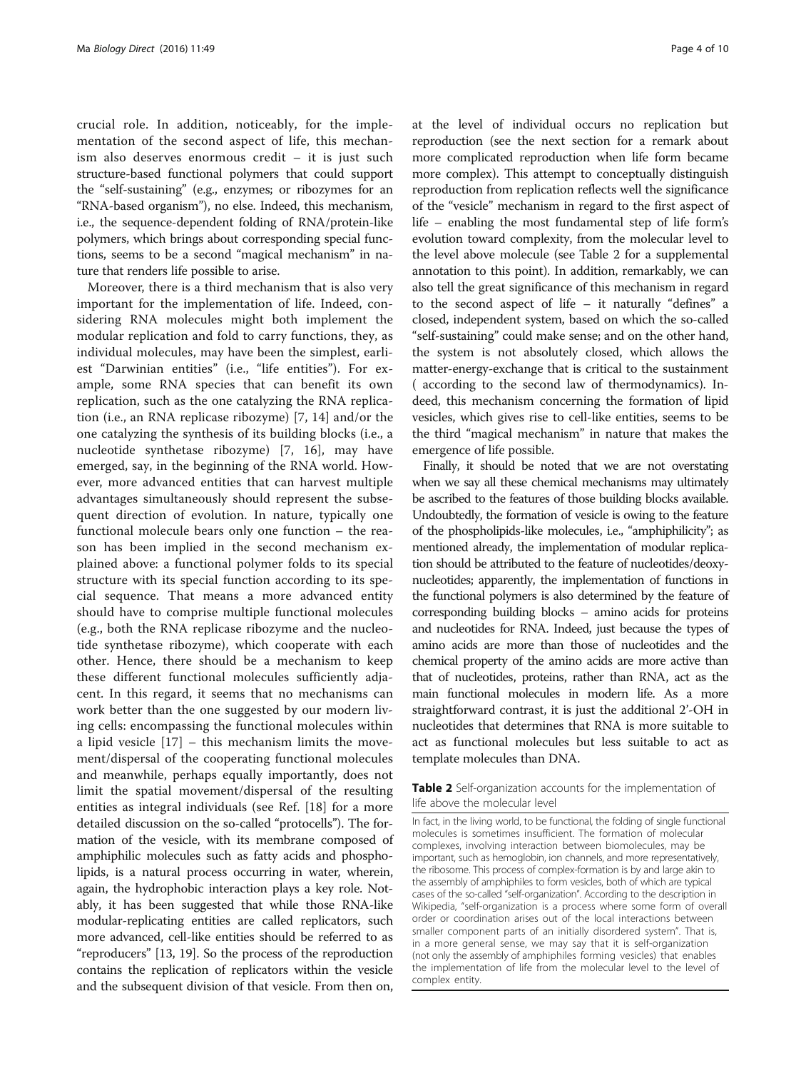crucial role. In addition, noticeably, for the implementation of the second aspect of life, this mechanism also deserves enormous credit – it is just such structure-based functional polymers that could support the "self-sustaining" (e.g., enzymes; or ribozymes for an "RNA-based organism"), no else. Indeed, this mechanism, i.e., the sequence-dependent folding of RNA/protein-like polymers, which brings about corresponding special functions, seems to be a second "magical mechanism" in nature that renders life possible to arise.

Moreover, there is a third mechanism that is also very important for the implementation of life. Indeed, considering RNA molecules might both implement the modular replication and fold to carry functions, they, as individual molecules, may have been the simplest, earliest "Darwinian entities" (i.e., "life entities"). For example, some RNA species that can benefit its own replication, such as the one catalyzing the RNA replication (i.e., an RNA replicase ribozyme) [7, 14] and/or the one catalyzing the synthesis of its building blocks (i.e., a nucleotide synthetase ribozyme) [7, 16], may have emerged, say, in the beginning of the RNA world. However, more advanced entities that can harvest multiple advantages simultaneously should represent the subsequent direction of evolution. In nature, typically one functional molecule bears only one function – the reason has been implied in the second mechanism explained above: a functional polymer folds to its special structure with its special function according to its special sequence. That means a more advanced entity should have to comprise multiple functional molecules (e.g., both the RNA replicase ribozyme and the nucleotide synthetase ribozyme), which cooperate with each other. Hence, there should be a mechanism to keep these different functional molecules sufficiently adjacent. In this regard, it seems that no mechanisms can work better than the one suggested by our modern living cells: encompassing the functional molecules within a lipid vesicle [17] – this mechanism limits the movement/dispersal of the cooperating functional molecules and meanwhile, perhaps equally importantly, does not limit the spatial movement/dispersal of the resulting entities as integral individuals (see Ref. [18] for a more detailed discussion on the so-called "protocells"). The formation of the vesicle, with its membrane composed of amphiphilic molecules such as fatty acids and phospholipids, is a natural process occurring in water, wherein, again, the hydrophobic interaction plays a key role. Notably, it has been suggested that while those RNA-like modular-replicating entities are called replicators, such more advanced, cell-like entities should be referred to as "reproducers" [13, 19]. So the process of the reproduction contains the replication of replicators within the vesicle and the subsequent division of that vesicle. From then on, at the level of individual occurs no replication but reproduction (see the next section for a remark about more complicated reproduction when life form became more complex). This attempt to conceptually distinguish reproduction from replication reflects well the significance of the "vesicle" mechanism in regard to the first aspect of life – enabling the most fundamental step of life form's evolution toward complexity, from the molecular level to the level above molecule (see Table 2 for a supplemental annotation to this point). In addition, remarkably, we can also tell the great significance of this mechanism in regard to the second aspect of life – it naturally "defines" a closed, independent system, based on which the so-called "self-sustaining" could make sense; and on the other hand, the system is not absolutely closed, which allows the matter-energy-exchange that is critical to the sustainment ( according to the second law of thermodynamics). Indeed, this mechanism concerning the formation of lipid vesicles, which gives rise to cell-like entities, seems to be the third "magical mechanism" in nature that makes the emergence of life possible.

Finally, it should be noted that we are not overstating when we say all these chemical mechanisms may ultimately be ascribed to the features of those building blocks available. Undoubtedly, the formation of vesicle is owing to the feature of the phospholipids-like molecules, i.e., "amphiphilicity"; as mentioned already, the implementation of modular replication should be attributed to the feature of nucleotides/deoxynucleotides; apparently, the implementation of functions in the functional polymers is also determined by the feature of corresponding building blocks – amino acids for proteins and nucleotides for RNA. Indeed, just because the types of amino acids are more than those of nucleotides and the chemical property of the amino acids are more active than that of nucleotides, proteins, rather than RNA, act as the main functional molecules in modern life. As a more straightforward contrast, it is just the additional 2'-OH in nucleotides that determines that RNA is more suitable to act as functional molecules but less suitable to act as template molecules than DNA.

**Table 2** Self-organization accounts for the implementation of life above the molecular level

| |
|---|
| In fact, in the living world, to be functional, the folding of single functional molecules is sometimes insufficient. The formation of molecular complexes, involving interaction between biomolecules, may be important, such as hemoglobin, ion channels, and more representatively, the ribosome. This process of complex-formation is by and large akin to the assembly of amphiphiles to form vesicles, both of which are typical cases of the so-called "self-organization". According to the description in Wikipedia, "self-organization is a process where some form of overall order or coordination arises out of the local interactions between smaller component parts of an initially disordered system". That is, in a more general sense, we may say that it is self-organization (not only the assembly of amphiphiles forming vesicles) that enables the implementation of life from the molecular level to the level of complex entity. |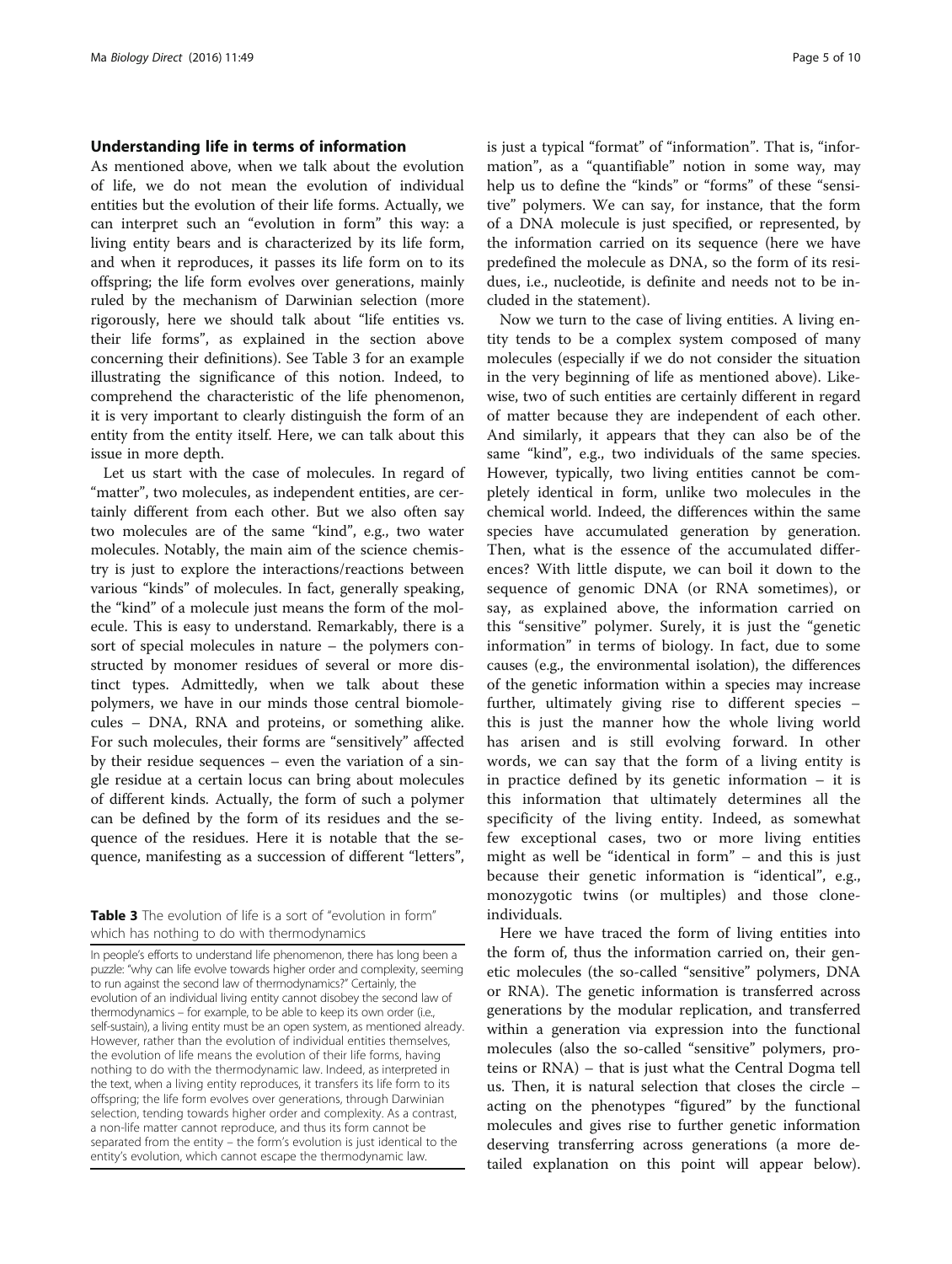## Understanding life in terms of information

As mentioned above, when we talk about the evolution of life, we do not mean the evolution of individual entities but the evolution of their life forms. Actually, we can interpret such an "evolution in form" this way: a living entity bears and is characterized by its life form, and when it reproduces, it passes its life form on to its offspring; the life form evolves over generations, mainly ruled by the mechanism of Darwinian selection (more rigorously, here we should talk about "life entities vs. their life forms", as explained in the section above concerning their definitions). See Table 3 for an example illustrating the significance of this notion. Indeed, to comprehend the characteristic of the life phenomenon, it is very important to clearly distinguish the form of an entity from the entity itself. Here, we can talk about this issue in more depth.

Let us start with the case of molecules. In regard of "matter", two molecules, as independent entities, are certainly different from each other. But we also often say two molecules are of the same "kind", e.g., two water molecules. Notably, the main aim of the science chemistry is just to explore the interactions/reactions between various "kinds" of molecules. In fact, generally speaking, the "kind" of a molecule just means the form of the molecule. This is easy to understand. Remarkably, there is a sort of special molecules in nature – the polymers constructed by monomer residues of several or more distinct types. Admittedly, when we talk about these polymers, we have in our minds those central biomolecules – DNA, RNA and proteins, or something alike. For such molecules, their forms are "sensitively" affected by their residue sequences – even the variation of a single residue at a certain locus can bring about molecules of different kinds. Actually, the form of such a polymer can be defined by the form of its residues and the sequence of the residues. Here it is notable that the sequence, manifesting as a succession of different "letters", is just a typical "format" of "information". That is, "information", as a "quantifiable" notion in some way, may help us to define the "kinds" or "forms" of these "sensitive" polymers. We can say, for instance, that the form of a DNA molecule is just specified, or represented, by the information carried on its sequence (here we have predefined the molecule as DNA, so the form of its residues, i.e., nucleotide, is definite and needs not to be included in the statement).

**Table 3** The evolution of life is a sort of "evolution in form" which has nothing to do with thermodynamics

In people's efforts to understand life phenomenon, there has long been a puzzle: "why can life evolve towards higher order and complexity, seeming to run against the second law of thermodynamics?" Certainly, the evolution of an individual living entity cannot disobey the second law of thermodynamics – for example, to be able to keep its own order (i.e., self-sustain), a living entity must be an open system, as mentioned already. However, rather than the evolution of individual entities themselves, the evolution of life means the evolution of their life forms, having nothing to do with the thermodynamic law. Indeed, as interpreted in the text, when a living entity reproduces, it transfers its life form to its offspring; the life form evolves over generations, through Darwinian selection, tending towards higher order and complexity. As a contrast, a non-life matter cannot reproduce, and thus its form cannot be separated from the entity – the form's evolution is just identical to the entity's evolution, which cannot escape the thermodynamic law.

Now we turn to the case of living entities. A living entity tends to be a complex system composed of many molecules (especially if we do not consider the situation in the very beginning of life as mentioned above). Likewise, two of such entities are certainly different in regard of matter because they are independent of each other. And similarly, it appears that they can also be of the same "kind", e.g., two individuals of the same species. However, typically, two living entities cannot be completely identical in form, unlike two molecules in the chemical world. Indeed, the differences within the same species have accumulated generation by generation. Then, what is the essence of the accumulated differences? With little dispute, we can boil it down to the sequence of genomic DNA (or RNA sometimes), or say, as explained above, the information carried on this "sensitive" polymer. Surely, it is just the "genetic information" in terms of biology. In fact, due to some causes (e.g., the environmental isolation), the differences of the genetic information within a species may increase further, ultimately giving rise to different species – this is just the manner how the whole living world has arisen and is still evolving forward. In other words, we can say that the form of a living entity is in practice defined by its genetic information – it is this information that ultimately determines all the specificity of the living entity. Indeed, as somewhat few exceptional cases, two or more living entities might as well be "identical in form" – and this is just because their genetic information is "identical", e.g., monozygotic twins (or multiples) and those clone-individuals.

Here we have traced the form of living entities into the form of, thus the information carried on, their genetic molecules (the so-called "sensitive" polymers, DNA or RNA). The genetic information is transferred across generations by the modular replication, and transferred within a generation via expression into the functional molecules (also the so-called "sensitive" polymers, proteins or RNA) – that is just what the Central Dogma tell us. Then, it is natural selection that closes the circle – acting on the phenotypes "figured" by the functional molecules and gives rise to further genetic information deserving transferring across generations (a more detailed explanation on this point will appear below).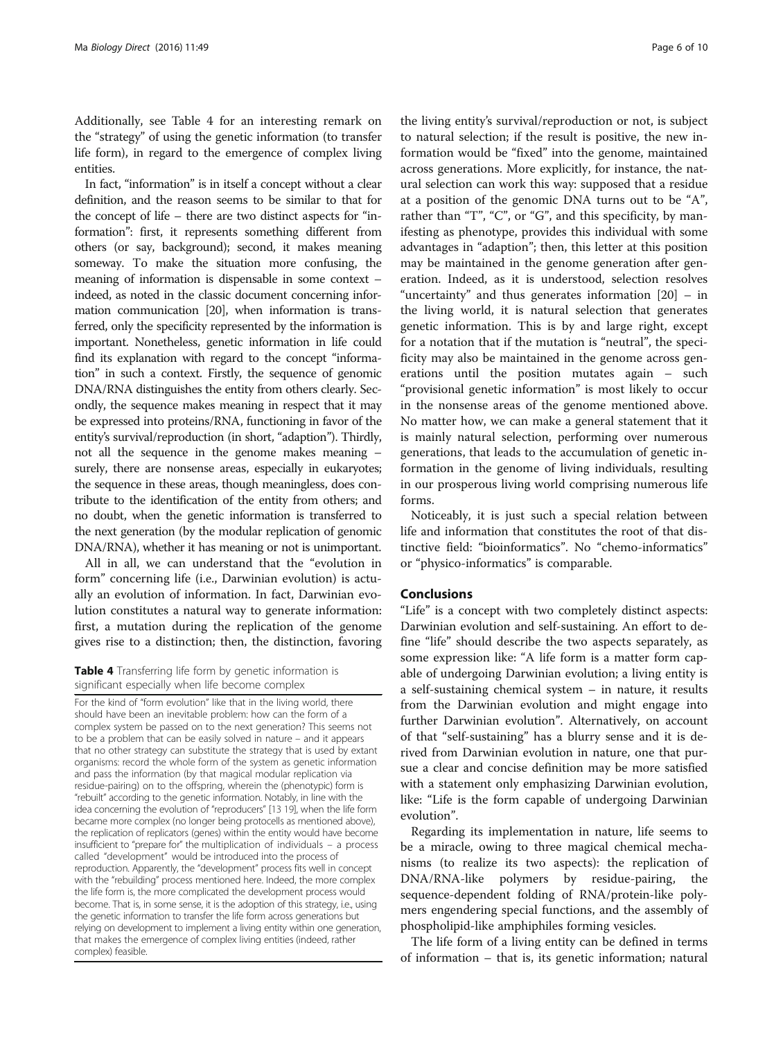Additionally, see Table 4 for an interesting remark on the "strategy" of using the genetic information (to transfer life form), in regard to the emergence of complex living entities.

In fact, "information" is in itself a concept without a clear definition, and the reason seems to be similar to that for the concept of life – there are two distinct aspects for "information": first, it represents something different from others (or say, background); second, it makes meaning someway. To make the situation more confusing, the meaning of information is dispensable in some context – indeed, as noted in the classic document concerning information communication [20], when information is transferred, only the specificity represented by the information is important. Nonetheless, genetic information in life could find its explanation with regard to the concept "information" in such a context. Firstly, the sequence of genomic DNA/RNA distinguishes the entity from others clearly. Secondly, the sequence makes meaning in respect that it may be expressed into proteins/RNA, functioning in favor of the entity's survival/reproduction (in short, "adaption"). Thirdly, not all the sequence in the genome makes meaning – surely, there are nonsense areas, especially in eukaryotes; the sequence in these areas, though meaningless, does contribute to the identification of the entity from others; and no doubt, when the genetic information is transferred to the next generation (by the modular replication of genomic DNA/RNA), whether it has meaning or not is unimportant.

All in all, we can understand that the "evolution in form" concerning life (i.e., Darwinian evolution) is actually an evolution of information. In fact, Darwinian evolution constitutes a natural way to generate information: first, a mutation during the replication of the genome gives rise to a distinction; then, the distinction, favoring the living entity's survival/reproduction or not, is subject to natural selection; if the result is positive, the new information would be "fixed" into the genome, maintained across generations. More explicitly, for instance, the natural selection can work this way: supposed that a residue at a position of the genomic DNA turns out to be "A", rather than "T", "C", or "G", and this specificity, by manifesting as phenotype, provides this individual with some advantages in "adaption"; then, this letter at this position may be maintained in the genome generation after generation. Indeed, as it is understood, selection resolves "uncertainty" and thus generates information [20] – in the living world, it is natural selection that generates genetic information. This is by and large right, except for a notation that if the mutation is "neutral", the specificity may also be maintained in the genome across generations until the position mutates again – such "provisional genetic information" is most likely to occur in the nonsense areas of the genome mentioned above. No matter how, we can make a general statement that it is mainly natural selection, performing over numerous generations, that leads to the accumulation of genetic information in the genome of living individuals, resulting in our prosperous living world comprising numerous life forms.

**Table 4** Transferring life form by genetic information is significant especially when life become complex

For the kind of "form evolution" like that in the living world, there should have been an inevitable problem: how can the form of a complex system be passed on to the next generation? This seems not to be a problem that can be easily solved in nature – and it appears that no other strategy can substitute the strategy that is used by extant organisms: record the whole form of the system as genetic information and pass the information (by that magical modular replication via residue-pairing) on to the offspring, wherein the (phenotypic) form is "rebuilt" according to the genetic information. Notably, in line with the idea concerning the evolution of "reproducers" [13 19], when the life form became more complex (no longer being protocells as mentioned above), the replication of replicators (genes) within the entity would have become insufficient to "prepare for" the multiplication of individuals – a process called "development" would be introduced into the process of reproduction. Apparently, the "development" process fits well in concept with the "rebuilding" process mentioned here. Indeed, the more complex the life form is, the more complicated the development process would become. That is, in some sense, it is the adoption of this strategy, i.e., using the genetic information to transfer the life form across generations but relying on development to implement a living entity within one generation, that makes the emergence of complex living entities (indeed, rather complex) feasible.

Noticeably, it is just such a special relation between life and information that constitutes the root of that distinctive field: "bioinformatics". No "chemo-informatics" or "physico-informatics" is comparable.

## Conclusions

"Life" is a concept with two completely distinct aspects: Darwinian evolution and self-sustaining. An effort to define "life" should describe the two aspects separately, as some expression like: "A life form is a matter form capable of undergoing Darwinian evolution; a living entity is a self-sustaining chemical system – in nature, it results from the Darwinian evolution and might engage into further Darwinian evolution". Alternatively, on account of that "self-sustaining" has a blurry sense and it is derived from Darwinian evolution in nature, one that pursue a clear and concise definition may be more satisfied with a statement only emphasizing Darwinian evolution, like: "Life is the form capable of undergoing Darwinian evolution".

Regarding its implementation in nature, life seems to be a miracle, owing to three magical chemical mechanisms (to realize its two aspects): the replication of DNA/RNA-like polymers by residue-pairing, the sequence-dependent folding of RNA/protein-like polymers engendering special functions, and the assembly of phospholipid-like amphiphiles forming vesicles.

The life form of a living entity can be defined in terms of information – that is, its genetic information; natural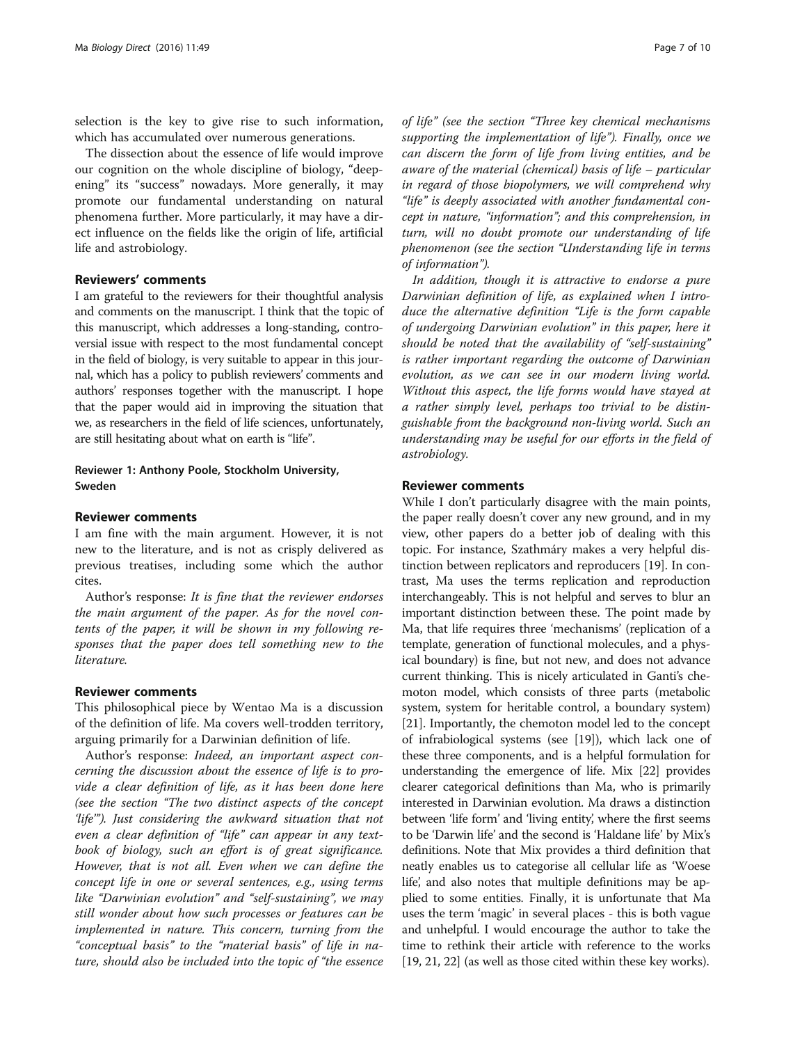selection is the key to give rise to such information, which has accumulated over numerous generations.

The dissection about the essence of life would improve our cognition on the whole discipline of biology, "deepening" its "success" nowadays. More generally, it may promote our fundamental understanding on natural phenomena further. More particularly, it may have a direct influence on the fields like the origin of life, artificial life and astrobiology.

## Reviewers' comments

I am grateful to the reviewers for their thoughtful analysis and comments on the manuscript. I think that the topic of this manuscript, which addresses a long-standing, controversial issue with respect to the most fundamental concept in the field of biology, is very suitable to appear in this journal, which has a policy to publish reviewers' comments and authors' responses together with the manuscript. I hope that the paper would aid in improving the situation that we, as researchers in the field of life sciences, unfortunately, are still hesitating about what on earth is "life".

### Reviewer 1: Anthony Poole, Stockholm University, Sweden

#### Reviewer comments

I am fine with the main argument. However, it is not new to the literature, and is not as crisply delivered as previous treatises, including some which the author cites.

Author's response: *It is fine that the reviewer endorses the main argument of the paper. As for the novel contents of the paper, it will be shown in my following responses that the paper does tell something new to the literature.*

#### Reviewer comments

This philosophical piece by Wentao Ma is a discussion of the definition of life. Ma covers well-trodden territory, arguing primarily for a Darwinian definition of life.

Author's response: *Indeed, an important aspect concerning the discussion about the essence of life is to provide a clear definition of life, as it has been done here (see the section "The two distinct aspects of the concept 'life'"). Just considering the awkward situation that not even a clear definition of "life" can appear in any textbook of biology, such an effort is of great significance. However, that is not all. Even when we can define the concept life in one or several sentences, e.g., using terms like "Darwinian evolution" and "self-sustaining", we may still wonder about how such processes or features can be implemented in nature. This concern, turning from the "conceptual basis" to the "material basis" of life in nature, should also be included into the topic of "the essence of life" (see the section "Three key chemical mechanisms supporting the implementation of life"). Finally, once we can discern the form of life from living entities, and be aware of the material (chemical) basis of life – particular in regard of those biopolymers, we will comprehend why "life" is deeply associated with another fundamental concept in nature, "information"; and this comprehension, in turn, will no doubt promote our understanding of life phenomenon (see the section "Understanding life in terms of information").*

*In addition, though it is attractive to endorse a pure Darwinian definition of life, as explained when I introduce the alternative definition "Life is the form capable of undergoing Darwinian evolution" in this paper, here it should be noted that the availability of "self-sustaining" is rather important regarding the outcome of Darwinian evolution, as we can see in our modern living world. Without this aspect, the life forms would have stayed at a rather simply level, perhaps too trivial to be distinguishable from the background non-living world. Such an understanding may be useful for our efforts in the field of astrobiology.*

#### Reviewer comments

While I don't particularly disagree with the main points, the paper really doesn't cover any new ground, and in my view, other papers do a better job of dealing with this topic. For instance, Szathmáry makes a very helpful distinction between replicators and reproducers [19]. In contrast, Ma uses the terms replication and reproduction interchangeably. This is not helpful and serves to blur an important distinction between these. The point made by Ma, that life requires three 'mechanisms' (replication of a template, generation of functional molecules, and a physical boundary) is fine, but not new, and does not advance current thinking. This is nicely articulated in Ganti's chemoton model, which consists of three parts (metabolic system, system for heritable control, a boundary system) [21]. Importantly, the chemoton model led to the concept of infrabiological systems (see [19]), which lack one of these three components, and is a helpful formulation for understanding the emergence of life. Mix [22] provides clearer categorical definitions than Ma, who is primarily interested in Darwinian evolution. Ma draws a distinction between 'life form' and 'living entity', where the first seems to be 'Darwin life' and the second is 'Haldane life' by Mix's definitions. Note that Mix provides a third definition that neatly enables us to categorise all cellular life as 'Woese life', and also notes that multiple definitions may be applied to some entities. Finally, it is unfortunate that Ma uses the term 'magic' in several places - this is both vague and unhelpful. I would encourage the author to take the time to rethink their article with reference to the works [19, 21, 22] (as well as those cited within these key works).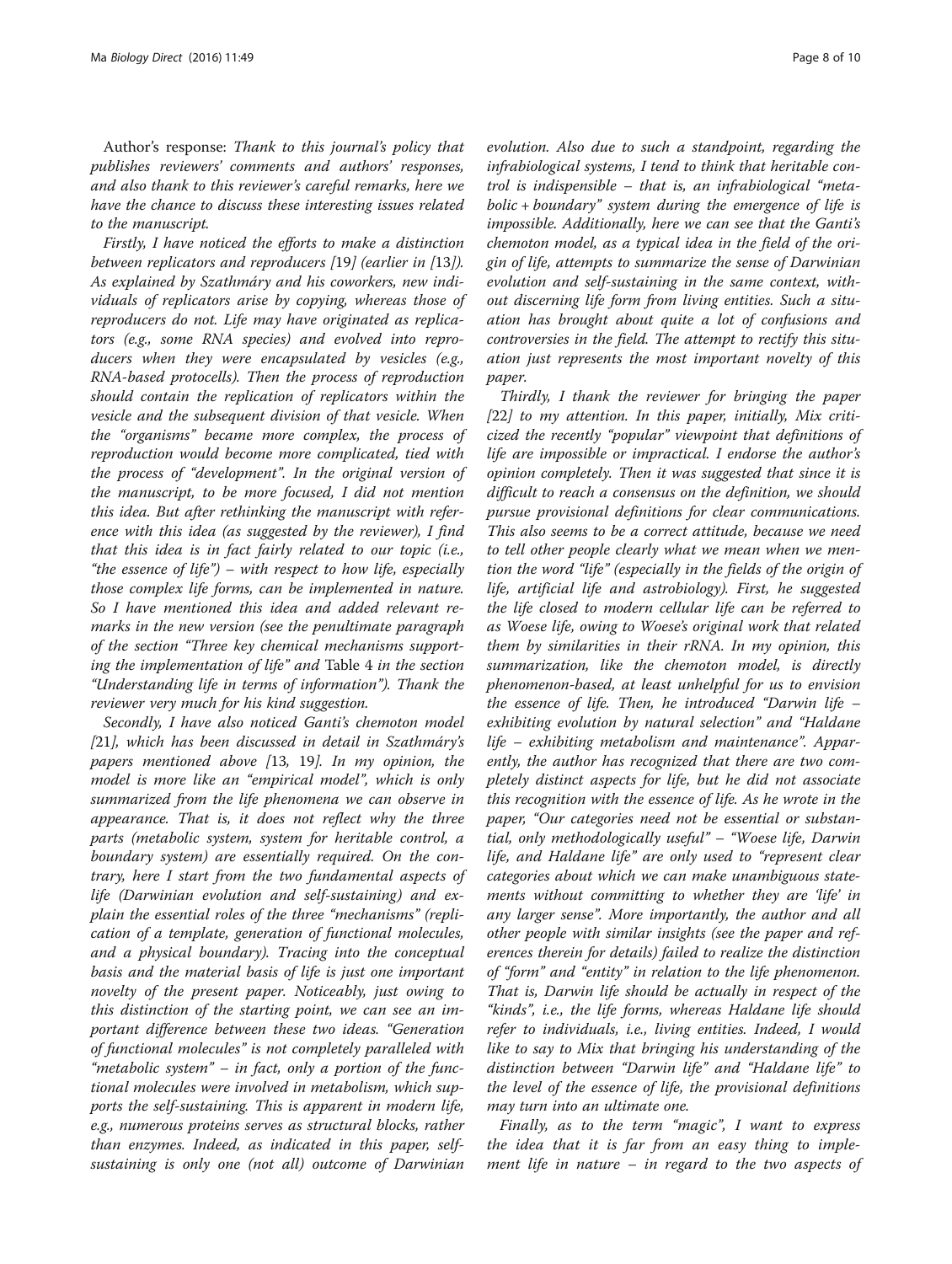Author's response: *Thank to this journal's policy that publishes reviewers' comments and authors' responses, and also thank to this reviewer's careful remarks, here we have the chance to discuss these interesting issues related to the manuscript.*

*Firstly, I have noticed the efforts to make a distinction between replicators and reproducers [19] (earlier in [13]). As explained by Szathmáry and his coworkers, new individuals of replicators arise by copying, whereas those of reproducers do not. Life may have originated as replicators (e.g., some RNA species) and evolved into reproducers when they were encapsulated by vesicles (e.g., RNA-based protocells). Then the process of reproduction should contain the replication of replicators within the vesicle and the subsequent division of that vesicle. When the "organisms" became more complex, the process of reproduction would become more complicated, tied with the process of "development". In the original version of the manuscript, to be more focused, I did not mention this idea. But after rethinking the manuscript with reference with this idea (as suggested by the reviewer), I find that this idea is in fact fairly related to our topic (i.e., "the essence of life") – with respect to how life, especially those complex life forms, can be implemented in nature. So I have mentioned this idea and added relevant remarks in the new version (see the penultimate paragraph of the section "Three key chemical mechanisms supporting the implementation of life" and* Table 4 *in the section "Understanding life in terms of information"). Thank the reviewer very much for his kind suggestion.*

*Secondly, I have also noticed Ganti's chemoton model [21], which has been discussed in detail in Szathmáry's papers mentioned above [13, 19]. In my opinion, the model is more like an "empirical model", which is only summarized from the life phenomena we can observe in appearance. That is, it does not reflect why the three parts (metabolic system, system for heritable control, a boundary system) are essentially required. On the contrary, here I start from the two fundamental aspects of life (Darwinian evolution and self-sustaining) and explain the essential roles of the three "mechanisms" (replication of a template, generation of functional molecules, and a physical boundary). Tracing into the conceptual basis and the material basis of life is just one important novelty of the present paper. Noticeably, just owing to this distinction of the starting point, we can see an important difference between these two ideas. "Generation of functional molecules" is not completely paralleled with "metabolic system" – in fact, only a portion of the functional molecules were involved in metabolism, which supports the self-sustaining. This is apparent in modern life, e.g., numerous proteins serves as structural blocks, rather than enzymes. Indeed, as indicated in this paper, self-sustaining is only one (not all) outcome of Darwinian evolution. Also due to such a standpoint, regarding the infrabiological systems, I tend to think that heritable control is indispensible – that is, an infrabiological "metabolic + boundary" system during the emergence of life is impossible. Additionally, here we can see that the Ganti's chemoton model, as a typical idea in the field of the origin of life, attempts to summarize the sense of Darwinian evolution and self-sustaining in the same context, without discerning life form from living entities. Such a situation has brought about quite a lot of confusions and controversies in the field. The attempt to rectify this situation just represents the most important novelty of this paper.*

*Thirdly, I thank the reviewer for bringing the paper [22] to my attention. In this paper, initially, Mix criticized the recently "popular" viewpoint that definitions of life are impossible or impractical. I endorse the author's opinion completely. Then it was suggested that since it is difficult to reach a consensus on the definition, we should pursue provisional definitions for clear communications. This also seems to be a correct attitude, because we need to tell other people clearly what we mean when we mention the word "life" (especially in the fields of the origin of life, artificial life and astrobiology). First, he suggested the life closed to modern cellular life can be referred to as Woese life, owing to Woese's original work that related them by similarities in their rRNA. In my opinion, this summarization, like the chemoton model, is directly phenomenon-based, at least unhelpful for us to envision the essence of life. Then, he introduced "Darwin life – exhibiting evolution by natural selection" and "Haldane life – exhibiting metabolism and maintenance". Apparently, the author has recognized that there are two completely distinct aspects for life, but he did not associate this recognition with the essence of life. As he wrote in the paper, "Our categories need not be essential or substantial, only methodologically useful" – "Woese life, Darwin life, and Haldane life" are only used to "represent clear categories about which we can make unambiguous statements without committing to whether they are 'life' in any larger sense". More importantly, the author and all other people with similar insights (see the paper and references therein for details) failed to realize the distinction of "form" and "entity" in relation to the life phenomenon. That is, Darwin life should be actually in respect of the "kinds", i.e., the life forms, whereas Haldane life should refer to individuals, i.e., living entities. Indeed, I would like to say to Mix that bringing his understanding of the distinction between "Darwin life" and "Haldane life" to the level of the essence of life, the provisional definitions may turn into an ultimate one.*

*Finally, as to the term "magic", I want to express the idea that it is far from an easy thing to implement life in nature – in regard to the two aspects of*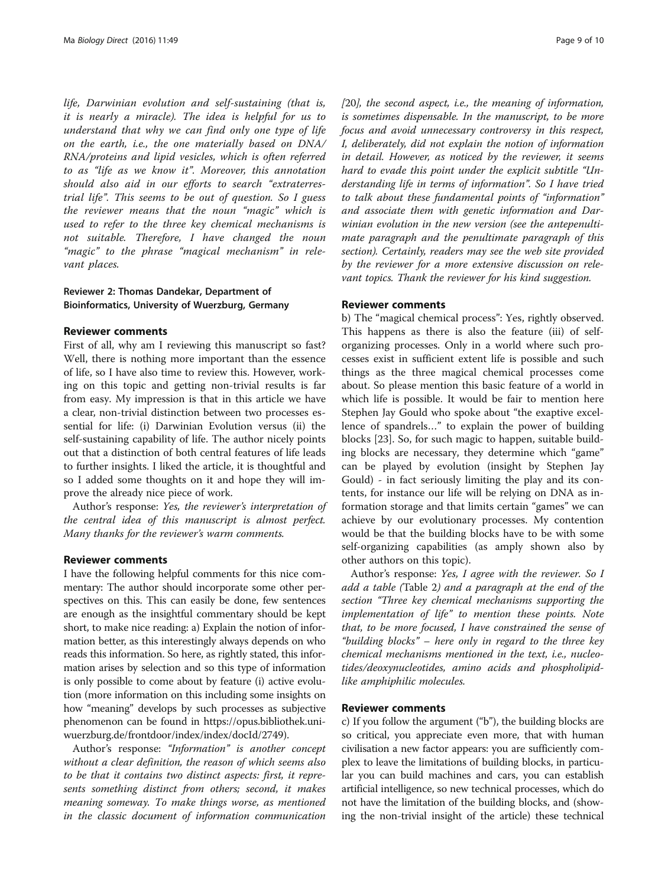*life, Darwinian evolution and self-sustaining (that is, it is nearly a miracle). The idea is helpful for us to understand that why we can find only one type of life on the earth, i.e., the one materially based on DNA/RNA/proteins and lipid vesicles, which is often referred to as "life as we know it". Moreover, this annotation should also aid in our efforts to search "extraterrestrial life". This seems to be out of question. So I guess the reviewer means that the noun "magic" which is used to refer to the three key chemical mechanisms is not suitable. Therefore, I have changed the noun "magic" to the phrase "magical mechanism" in relevant places.*

### Reviewer 2: Thomas Dandekar, Department of Bioinformatics, University of Wuerzburg, Germany

#### Reviewer comments

First of all, why am I reviewing this manuscript so fast? Well, there is nothing more important than the essence of life, so I have also time to review this. However, working on this topic and getting non-trivial results is far from easy. My impression is that in this article we have a clear, non-trivial distinction between two processes essential for life: (i) Darwinian Evolution versus (ii) the self-sustaining capability of life. The author nicely points out that a distinction of both central features of life leads to further insights. I liked the article, it is thoughtful and so I added some thoughts on it and hope they will improve the already nice piece of work.

Author's response: *Yes, the reviewer's interpretation of the central idea of this manuscript is almost perfect. Many thanks for the reviewer's warm comments.*

#### Reviewer comments

I have the following helpful comments for this nice commentary: The author should incorporate some other perspectives on this. This can easily be done, few sentences are enough as the insightful commentary should be kept short, to make nice reading: a) Explain the notion of information better, as this interestingly always depends on who reads this information. So here, as rightly stated, this information arises by selection and so this type of information is only possible to come about by feature (i) active evolution (more information on this including some insights on how "meaning" develops by such processes as subjective phenomenon can be found in https://opus.bibliothek.uni-wuerzburg.de/frontdoor/index/index/docId/2749).

Author's response: *"Information" is another concept without a clear definition, the reason of which seems also to be that it contains two distinct aspects: first, it represents something distinct from others; second, it makes meaning someway. To make things worse, as mentioned in the classic document of information communication [20], the second aspect, i.e., the meaning of information, is sometimes dispensable. In the manuscript, to be more focus and avoid unnecessary controversy in this respect, I, deliberately, did not explain the notion of information in detail. However, as noticed by the reviewer, it seems hard to evade this point under the explicit subtitle "Understanding life in terms of information". So I have tried to talk about these fundamental points of "information" and associate them with genetic information and Darwinian evolution in the new version (see the antepenultimate paragraph and the penultimate paragraph of this section). Certainly, readers may see the web site provided by the reviewer for a more extensive discussion on relevant topics. Thank the reviewer for his kind suggestion.*

#### Reviewer comments

b) The "magical chemical process": Yes, rightly observed. This happens as there is also the feature (iii) of self-organizing processes. Only in a world where such processes exist in sufficient extent life is possible and such things as the three magical chemical processes come about. So please mention this basic feature of a world in which life is possible. It would be fair to mention here Stephen Jay Gould who spoke about "the exaptive excellence of spandrels…" to explain the power of building blocks [23]. So, for such magic to happen, suitable building blocks are necessary, they determine which "game" can be played by evolution (insight by Stephen Jay Gould) - in fact seriously limiting the play and its contents, for instance our life will be relying on DNA as information storage and that limits certain "games" we can achieve by our evolutionary processes. My contention would be that the building blocks have to be with some self-organizing capabilities (as amply shown also by other authors on this topic).

Author's response: *Yes, I agree with the reviewer. So I add a table (*Table 2*) and a paragraph at the end of the section "Three key chemical mechanisms supporting the implementation of life" to mention these points. Note that, to be more focused, I have constrained the sense of "building blocks" – here only in regard to the three key chemical mechanisms mentioned in the text, i.e., nucleotides/deoxynucleotides, amino acids and phospholipid-like amphiphilic molecules.*

#### Reviewer comments

c) If you follow the argument ("b"), the building blocks are so critical, you appreciate even more, that with human civilisation a new factor appears: you are sufficiently complex to leave the limitations of building blocks, in particular you can build machines and cars, you can establish artificial intelligence, so new technical processes, which do not have the limitation of the building blocks, and (showing the non-trivial insight of the article) these technical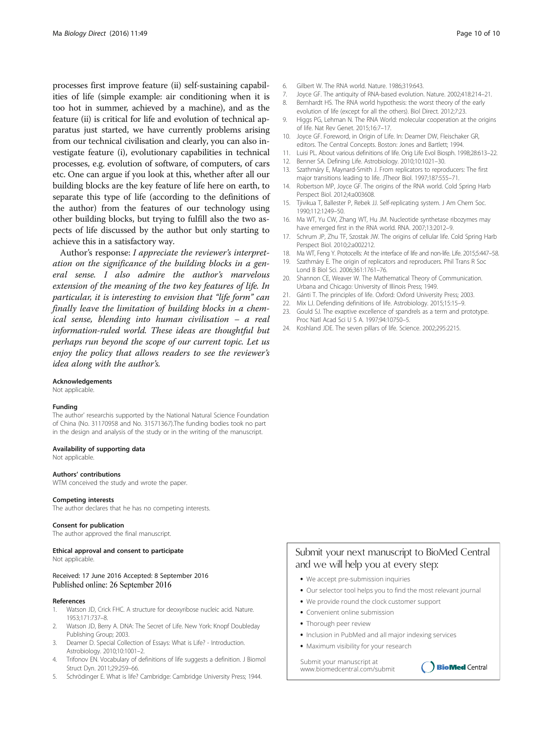processes first improve feature (ii) self-sustaining capabilities of life (simple example: air conditioning when it is too hot in summer, achieved by a machine), and as the feature (ii) is critical for life and evolution of technical apparatus just started, we have currently problems arising from our technical civilisation and clearly, you can also investigate feature (i), evolutionary capabilities in technical processes, e.g. evolution of software, of computers, of cars etc. One can argue if you look at this, whether after all our building blocks are the key feature of life here on earth, to separate this type of life (according to the definitions of the author) from the features of our technology using other building blocks, but trying to fulfill also the two aspects of life discussed by the author but only starting to achieve this in a satisfactory way.

Author's response: *I appreciate the reviewer's interpretation on the significance of the building blocks in a general sense. I also admire the author's marvelous extension of the meaning of the two key features of life. In particular, it is interesting to envision that "life form" can finally leave the limitation of building blocks in a chemical sense, blending into human civilisation – a real information-ruled world. These ideas are thoughtful but perhaps run beyond the scope of our current topic. Let us enjoy the policy that allows readers to see the reviewer's idea along with the author's.*

#### Acknowledgements
Not applicable.

#### Funding
The author' researchis supported by the National Natural Science Foundation of China (No. 31170958 and No. 31571367).The funding bodies took no part in the design and analysis of the study or in the writing of the manuscript.

#### Availability of supporting data
Not applicable.

#### Authors' contributions
WTM conceived the study and wrote the paper.

#### Competing interests
The author declares that he has no competing interests.

#### Consent for publication
The author approved the final manuscript.

#### Ethical approval and consent to participate
Not applicable.

Received: 17 June 2016 Accepted: 8 September 2016
Published online: 26 September 2016

#### References
1. Watson JD, Crick FHC. A structure for deoxyribose nucleic acid. Nature. 1953;171:737–8.
2. Watson JD, Berry A. DNA: The Secret of Life. New York: Knopf Doubleday Publishing Group; 2003.
3. Deamer D. Special Collection of Essays: What is Life? - Introduction. Astrobiology. 2010;10:1001–2.
4. Trifonov EN. Vocabulary of definitions of life suggests a definition. J Biomol Struct Dyn. 2011;29:259–66.
5. Schrödinger E. What is life? Cambridge: Cambridge University Press; 1944.
6. Gilbert W. The RNA world. Nature. 1986;319:643.
7. Joyce GF. The antiquity of RNA-based evolution. Nature. 2002;418:214–21.
8. Bernhardt HS. The RNA world hypothesis: the worst theory of the early evolution of life (except for all the others). Biol Direct. 2012;7:23.
9. Higgs PG, Lehman N. The RNA World: molecular cooperation at the origins of life. Nat Rev Genet. 2015;16:7–17.
10. Joyce GF. Foreword, in Origin of Life. In: Deamer DW, Fleischaker GR, editors. The Central Concepts. Boston: Jones and Bartlett; 1994.
11. Luisi PL. About various definitions of life. Orig Life Evol Biosph. 1998;28:613–22.
12. Benner SA. Defining Life. Astrobiology. 2010;10:1021–30.
13. Szathmáry E, Maynard-Smith J. From replicators to reproducers: The first major transitions leading to life. JTheor Biol. 1997;187:555–71.
14. Robertson MP, Joyce GF. The origins of the RNA world. Cold Spring Harb Perspect Biol. 2012;4:a003608.
15. Tjivikua T, Ballester P, Rebek JJ. Self-replicating system. J Am Chem Soc. 1990;112:1249–50.
16. Ma WT, Yu CW, Zhang WT, Hu JM. Nucleotide synthetase ribozymes may have emerged first in the RNA world. RNA. 2007;13:2012–9.
17. Schrum JP, Zhu TF, Szostak JW. The origins of cellular life. Cold Spring Harb Perspect Biol. 2010;2:a002212.
18. Ma WT, Feng Y. Protocells: At the interface of life and non-life. Life. 2015;5:447–58.
19. Szathmáry E. The origin of replicators and reproducers. Phil Trans R Soc Lond B Biol Sci. 2006;361:1761–76.
20. Shannon CE, Weaver W. The Mathematical Theory of Communication. Urbana and Chicago: University of Illinois Press; 1949.
21. Gánti T. The principles of life. Oxford: Oxford University Press; 2003.
22. Mix LJ. Defending definitions of life. Astrobiology. 2015;15:15–9.
23. Gould SJ. The exaptive excellence of spandrels as a term and prototype. Proc Natl Acad Sci U S A. 1997;94:10750–5.
24. Koshland JDE. The seven pillars of life. Science. 2002;295:2215.

Submit your next manuscript to BioMed Central and we will help you at every step:

- We accept pre-submission inquiries
- Our selector tool helps you to find the most relevant journal
- We provide round the clock customer support
- Convenient online submission
- Thorough peer review
- Inclusion in PubMed and all major indexing services
- Maximum visibility for your research

Submit your manuscript at
www.biomedcentral.com/submit

BioMed Central